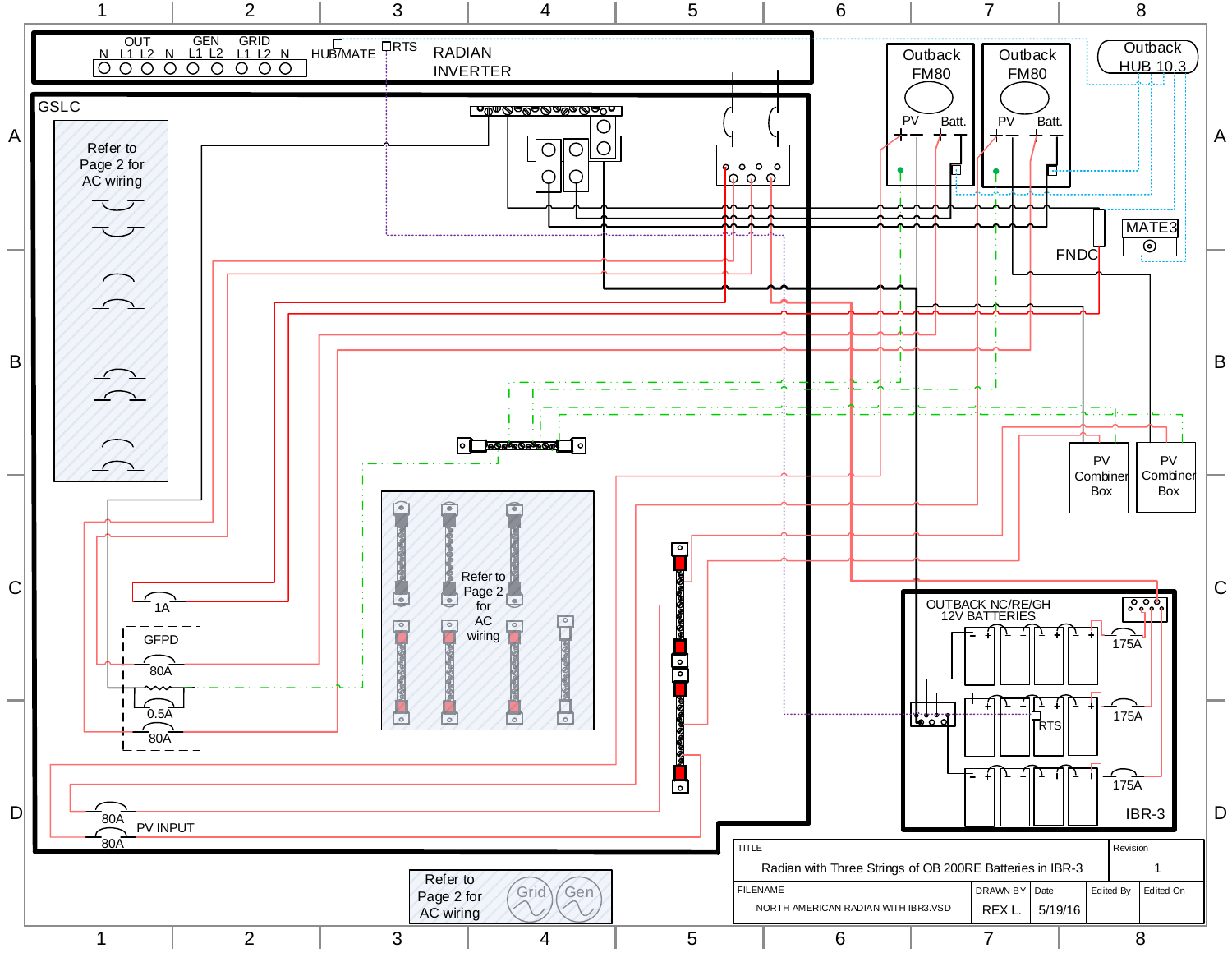RADIAN INVERTER

OUT: N L1 L2 | GEN: N L1 L2 | GRID: L1 L2 N

HUB/MATE

RTS

GSLC

Refer to Page 2 for AC wiring

Outback FM80

PV

Batt.

Outback FM80

PV

Batt.

Outback HUB 10.3

MATE3

FNDC

PV Combiner Box

PV Combiner Box

1A

GFPD

80A

0.5A

80A

Refer to Page 2 for AC wiring

80A

80A

PV INPUT

OUTBACK NC/RE/GH 12V BATTERIES

175A

175A

RTS

175A

IBR-3

Refer to Page 2 for AC wiring

Grid

Gen

| TITLE | | | | Revision |
|---|---|---|---|---|
| Radian with Three Strings of OB 200RE Batteries in IBR-3 | | | | 1 |
| FILENAME | DRAWN BY | Date | Edited By | Edited On |
| NORTH AMERICAN RADIAN WITH IBR3.VSD | REX L. | 5/19/16 | | |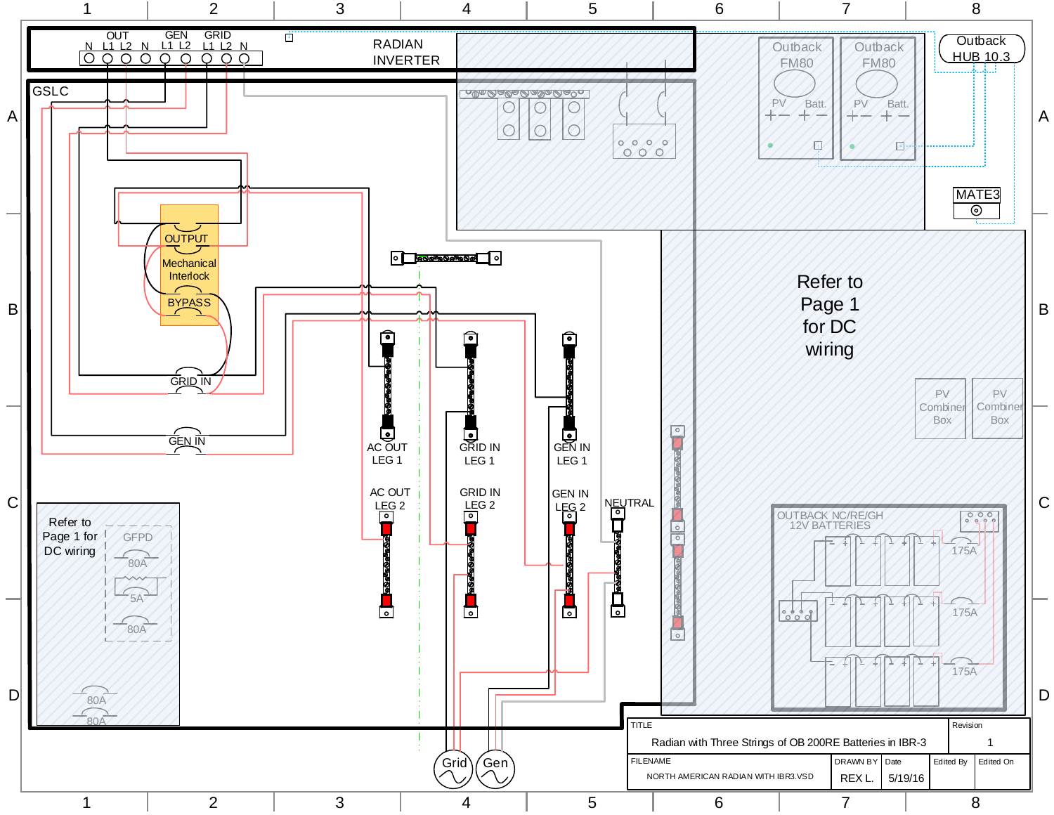RADIAN INVERTER

OUT N L1 L2 — GEN N L1 L2 — GRID L1 L2 N

GSLC

OUTPUT

Mechanical Interlock

BYPASS

GRID IN

GEN IN

AC OUT LEG 1

GRID IN LEG 1

GEN IN LEG 1

AC OUT LEG 2

GRID IN LEG 2

GEN IN LEG 2

NEUTRAL

Refer to Page 1 for DC wiring

GFPD

80A

5A

80A

80A

80A

Grid

Gen

Outback FM80

PV + − Batt. + −

Outback FM80

PV + − Batt. + −

Outback HUB 10.3

MATE3

Refer to Page 1 for DC wiring

PV Combiner Box

PV Combiner Box

OUTBACK NC/RE/GH 12V BATTERIES

175A

175A

175A

| TITLE | | | | Revision |
|---|---|---|---|---|
| Radian with Three Strings of OB 200RE Batteries in IBR-3 | | | | 1 |
| FILENAME | DRAWN BY | Date | Edited By | Edited On |
| NORTH AMERICAN RADIAN WITH IBR3.VSD | REX L. | 5/19/16 | | |